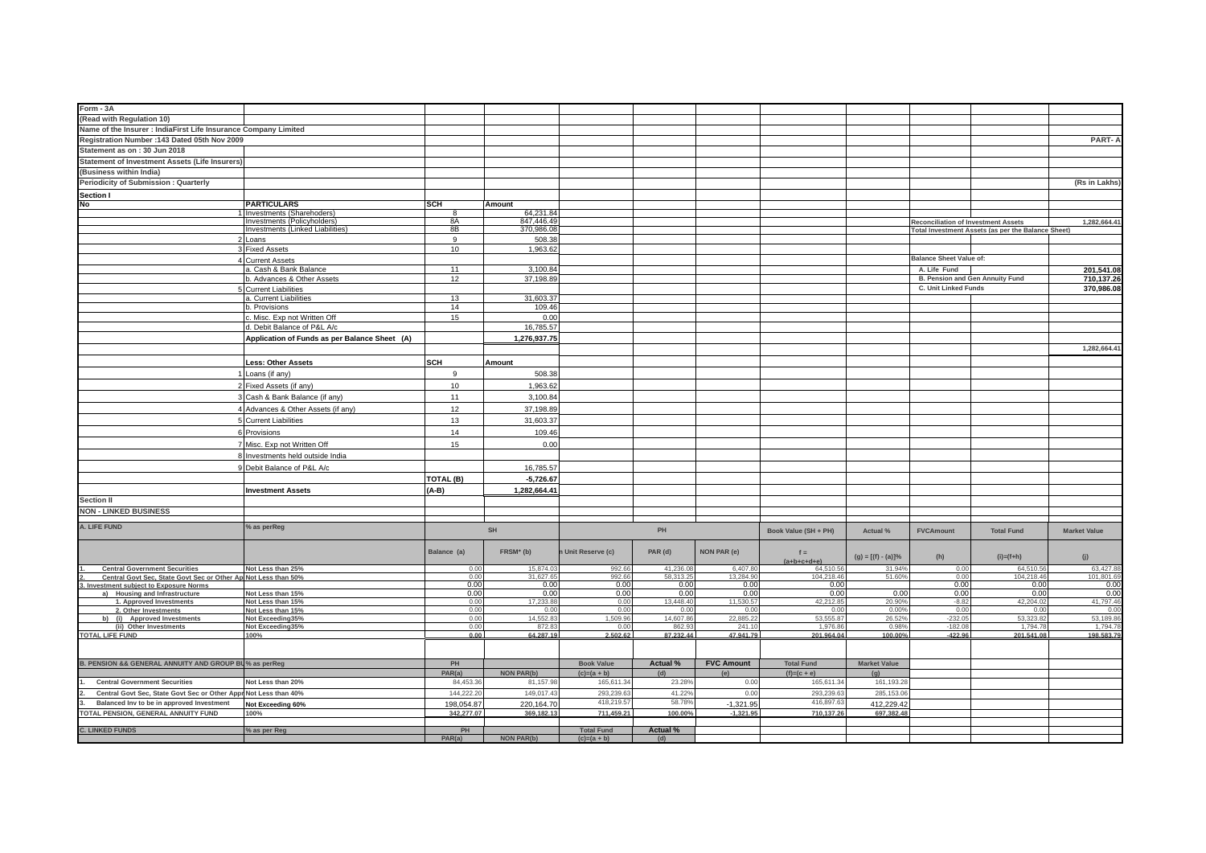Form - 3A

(Read with Regulation 10)

Name of the Insurer : IndiaFirst Life Insurance Company Limited

Registration Number :143 Dated 05th Nov 2009

**PART- A**

Statement as on : 30 Jun 2018

Statement of Investment Assets (Life Insurers)

(Business within India)

Periodicity of Submission : Quarterly

(Rs in Lakhs)

## Section I

| No | PARTICULARS | SCH | Amount |
|---|---|---|---|
| 1 | Investments (Shareholders) | 8 | 64,231.84 |
| | Investments (Policyholders) | 8A | 847,446.49 |
| | Investments (Linked Liabilities) | 8B | 370,986.08 |
| 2 | Loans | 9 | 508.38 |
| 3 | Fixed Assets | 10 | 1,963.62 |
| 4 | Current Assets | | |
| | a. Cash & Bank Balance | 11 | 3,100.84 |
| | b. Advances & Other Assets | 12 | 37,198.89 |
| 5 | Current Liabilities | | |
| | a. Current Liabilities | 13 | 31,603.37 |
| | b. Provisions | 14 | 109.46 |
| | c. Misc. Exp not Written Off | 15 | 0.00 |
| | d. Debit Balance of P&L A/c | | 16,785.57 |
| | Application of Funds as per Balance Sheet (A) | | 1,276,937.75 |

| Reconciliation of Investment Assets | 1,282,664.41 |
|---|---|
| Total Investment Assets (as per the Balance Sheet) | |
| **Balance Sheet Value of:** | |
| A. Life Fund | 201,541.08 |
| B. Pension and Gen Annuity Fund | 710,137.26 |
| C. Unit Linked Funds | 370,986.08 |
| | 1,282,664.41 |

| No | Less: Other Assets | SCH | Amount |
|---|---|---|---|
| 1 | Loans (if any) | 9 | 508.38 |
| 2 | Fixed Assets (if any) | 10 | 1,963.62 |
| 3 | Cash & Bank Balance (if any) | 11 | 3,100.84 |
| 4 | Advances & Other Assets (if any) | 12 | 37,198.89 |
| 5 | Current Liabilities | 13 | 31,603.37 |
| 6 | Provisions | 14 | 109.46 |
| 7 | Misc. Exp not Written Off | 15 | 0.00 |
| 8 | Investments held outside India | | |
| 9 | Debit Balance of P&L A/c | | 16,785.57 |
| | | TOTAL (B) | -5,726.67 |
| | Investment Assets | (A-B) | 1,282,664.41 |

## Section II

NON - LINKED BUSINESS

| A. LIFE FUND | % as perReg | SH | | PH | | | Book Value (SH + PH) | Actual % | FVCAmount | Total Fund | Market Value |
|---|---|---|---|---|---|---|---|---|---|---|---|
| | | Balance (a) | FRSM* (b) | n Unit Reserve (c) | PAR (d) | NON PAR (e) | f = (a+b+c+d+e) | (g) = [(f) - (a)]% | (h) | (i)=(f+h) | (j) |
| 1. Central Government Securities | Not Less than 25% | 0.00 | 15,874.03 | 992.66 | 41,236.08 | 6,407.80 | 64,510.56 | 31.94% | 0.00 | 64,510.56 | 63,427.88 |
| 2. Central Govt Sec, State Govt Sec or Other Ap | Not Less than 50% | 0.00 | 31,627.65 | 992.66 | 58,313.25 | 13,284.90 | 104,218.46 | 51.60% | 0.00 | 104,218.46 | 101,801.69 |
| 3. Investment subject to Exposure Norms | | 0.00 | 0.00 | 0.00 | 0.00 | 0.00 | 0.00 | | 0.00 | 0.00 | 0.00 |
| a) Housing and Infrastructure | Not Less than 15% | 0.00 | 0.00 | 0.00 | 0.00 | 0.00 | 0.00 | 0.00 | 0.00 | 0.00 | 0.00 |
| 1. Approved Investments | Not Less than 15% | 0.00 | 17,233.88 | 0.00 | 13,448.40 | 11,530.57 | 42,212.85 | 20.90% | -8.82 | 42,204.02 | 41,797.46 |
| 2. Other Investments | Not Less than 15% | 0.00 | 0.00 | 0.00 | 0.00 | 0.00 | 0.00 | 0.00% | 0.00 | 0.00 | 0.00 |
| b) (i) Approved Investments | Not Exceeding35% | 0.00 | 14,552.83 | 1,509.96 | 14,607.86 | 22,885.22 | 53,555.87 | 26.52% | -232.05 | 53,323.82 | 53,189.86 |
| (ii) Other Investments | Not Exceeding35% | 0.00 | 872.83 | 0.00 | 862.93 | 241.10 | 1,976.86 | 0.98% | -182.08 | 1,794.78 | 1,794.78 |
| TOTAL LIFE FUND | 100% | 0.00 | 64,287.19 | 2,502.62 | 87,232.44 | 47,941.79 | 201,964.04 | 100.00% | -422.96 | 201,541.08 | 198,583.79 |

| B. PENSION && GENERAL ANNUITY AND GROUP BU | % as perReg | PH | | Book Value | Actual % | FVC Amount | Total Fund | Market Value |
|---|---|---|---|---|---|---|---|---|
| | | PAR(a) | NON PAR(b) | (c)=(a + b) | (d) | (e) | (f)=(c + e) | (g) |
| 1. Central Government Securities | Not Less than 20% | 84,453.36 | 81,157.98 | 165,611.34 | 23.28% | 0.00 | 165,611.34 | 161,193.28 |
| 2. Central Govt Sec, State Govt Sec or Other Appr | Not Less than 40% | 144,222.20 | 149,017.43 | 293,239.63 | 41.22% | 0.00 | 293,239.63 | 285,153.06 |
| 3. Balanced Inv to be in approved Investment | Not Exceeding 60% | 198,054.87 | 220,164.70 | 418,219.57 | 58.78% | -1,321.95 | 416,897.63 | 412,229.42 |
| TOTAL PENSION, GENERAL ANNUITY FUND | 100% | 342,277.07 | 369,182.13 | 711,459.21 | 100.00% | -1,321.95 | 710,137.26 | 697,382.48 |

| C. LINKED FUNDS | % as per Reg | PH | | Total Fund | Actual % |
|---|---|---|---|---|---|
| | | PAR(a) | NON PAR(b) | (c)=(a + b) | (d) |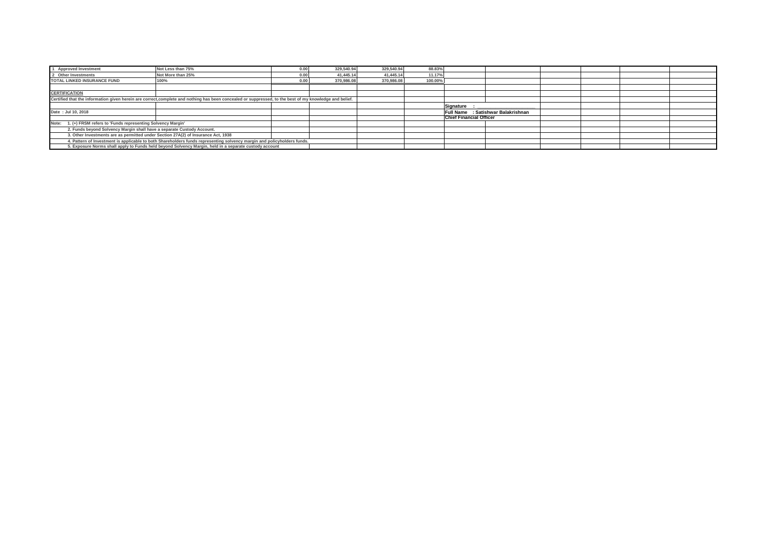| | | | | | | | | | | | | |
|---|---|---|---|---|---|---|---|---|---|---|---|---|
| 1 Approved Investment | Not Less than 75% | 0.00 | 329,540.94 | 329,540.94 | 88.83% | | | | | | | |
| 2 Other Investments | Not More than 25% | 0.00 | 41,445.14 | 41,445.14 | 11.17% | | | | | | | |
| TOTAL LINKED INSURANCE FUND | 100% | 0.00 | 370,986.08 | 370,986.08 | 100.00% | | | | | | | |

**CERTIFICATION**

Certified that the information given herein are correct,complete and nothing has been concealed or suppressed, to the best of my knowledge and belief.

Signature : ____________________

Date : Jul 10, 2018

Full Name : Satishwar Balakrishnan

Chief Financial Officer

Note: 1. (+) FRSM refers to 'Funds representing Solvency Margin'

2. Funds beyond Solvency Margin shall have a separate Custody Account.

3. Other Investments are as permitted under Section 27A(2) of Insurance Act, 1938

4. Pattern of Investment is applicable to both Shareholders funds representing solvency margin and policyholders funds.

5. Exposure Norms shall apply to Funds held beyond Solvency Margin, held in a separate custody account